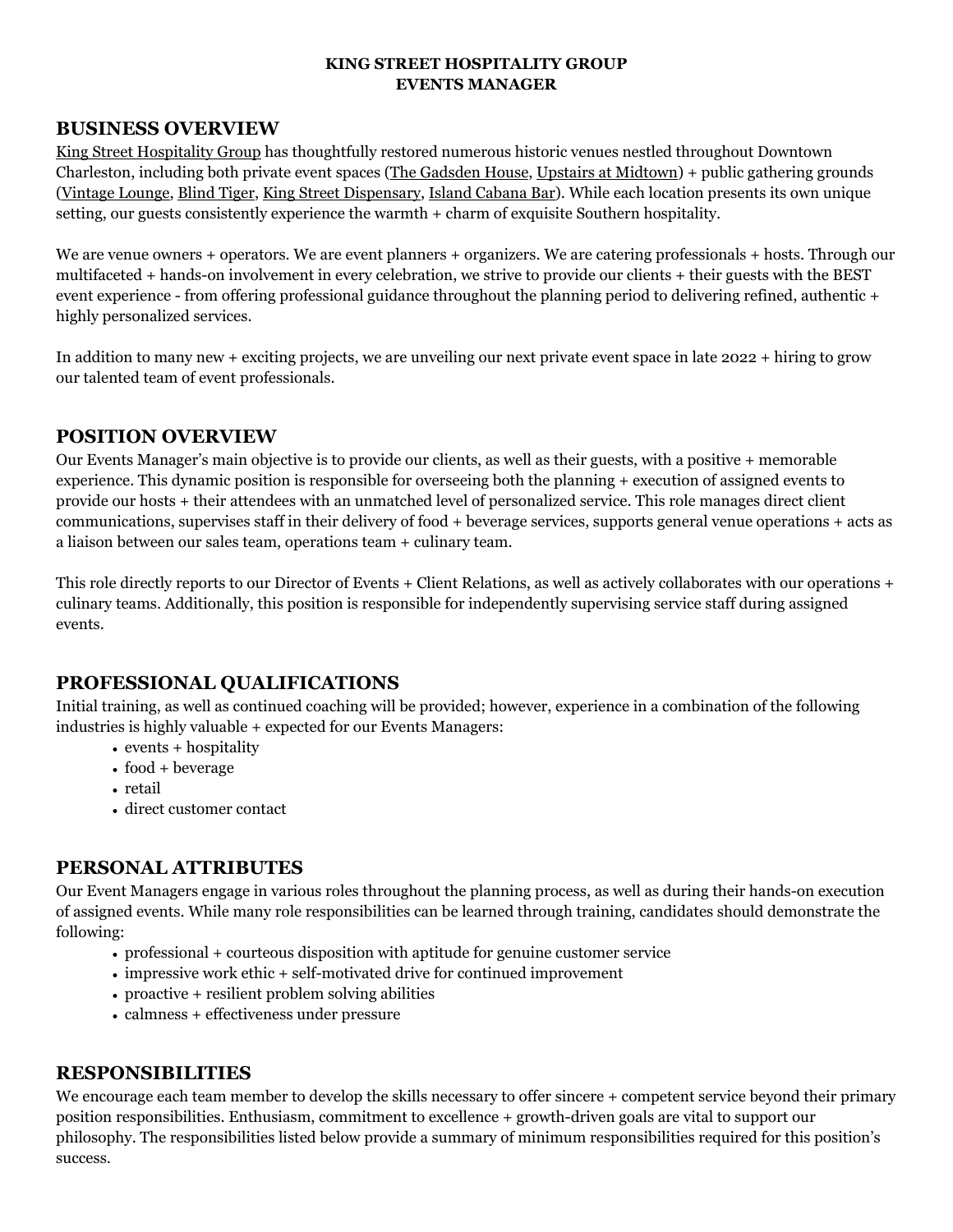**KING STREET HOSPITALITY GROUP**
**EVENTS MANAGER**

## BUSINESS OVERVIEW

King Street Hospitality Group has thoughtfully restored numerous historic venues nestled throughout Downtown Charleston, including both private event spaces (The Gadsden House, Upstairs at Midtown) + public gathering grounds (Vintage Lounge, Blind Tiger, King Street Dispensary, Island Cabana Bar). While each location presents its own unique setting, our guests consistently experience the warmth + charm of exquisite Southern hospitality.

We are venue owners + operators. We are event planners + organizers. We are catering professionals + hosts. Through our multifaceted + hands-on involvement in every celebration, we strive to provide our clients + their guests with the BEST event experience - from offering professional guidance throughout the planning period to delivering refined, authentic + highly personalized services.

In addition to many new + exciting projects, we are unveiling our next private event space in late 2022 + hiring to grow our talented team of event professionals.

## POSITION OVERVIEW

Our Events Manager's main objective is to provide our clients, as well as their guests, with a positive + memorable experience. This dynamic position is responsible for overseeing both the planning + execution of assigned events to provide our hosts + their attendees with an unmatched level of personalized service. This role manages direct client communications, supervises staff in their delivery of food + beverage services, supports general venue operations + acts as a liaison between our sales team, operations team + culinary team.

This role directly reports to our Director of Events + Client Relations, as well as actively collaborates with our operations + culinary teams. Additionally, this position is responsible for independently supervising service staff during assigned events.

## PROFESSIONAL QUALIFICATIONS

Initial training, as well as continued coaching will be provided; however, experience in a combination of the following industries is highly valuable + expected for our Events Managers:

- events + hospitality
- food + beverage
- retail
- direct customer contact

## PERSONAL ATTRIBUTES

Our Event Managers engage in various roles throughout the planning process, as well as during their hands-on execution of assigned events. While many role responsibilities can be learned through training, candidates should demonstrate the following:

- professional + courteous disposition with aptitude for genuine customer service
- impressive work ethic + self-motivated drive for continued improvement
- proactive + resilient problem solving abilities
- calmness + effectiveness under pressure

## RESPONSIBILITIES

We encourage each team member to develop the skills necessary to offer sincere + competent service beyond their primary position responsibilities. Enthusiasm, commitment to excellence + growth-driven goals are vital to support our philosophy. The responsibilities listed below provide a summary of minimum responsibilities required for this position's success.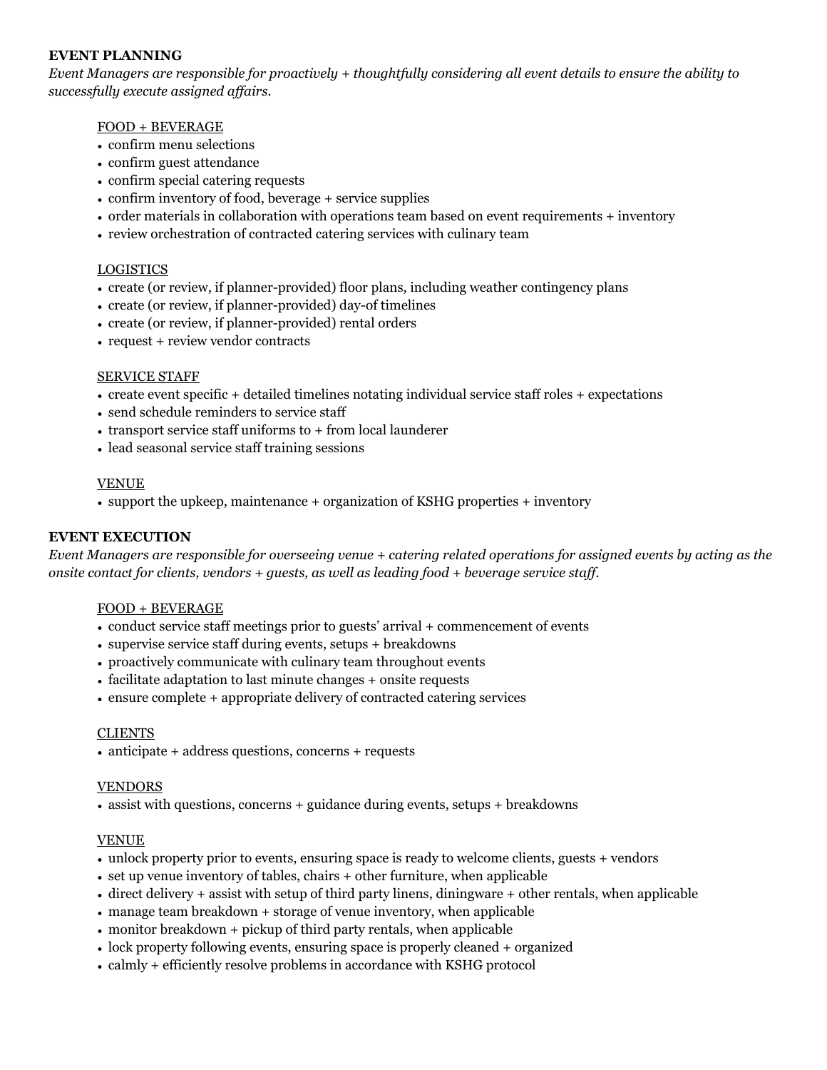**EVENT PLANNING**

*Event Managers are responsible for proactively + thoughtfully considering all event details to ensure the ability to successfully execute assigned affairs.*

<u>FOOD + BEVERAGE</u>

- confirm menu selections
- confirm guest attendance
- confirm special catering requests
- confirm inventory of food, beverage + service supplies
- order materials in collaboration with operations team based on event requirements + inventory
- review orchestration of contracted catering services with culinary team

<u>LOGISTICS</u>

- create (or review, if planner-provided) floor plans, including weather contingency plans
- create (or review, if planner-provided) day-of timelines
- create (or review, if planner-provided) rental orders
- request + review vendor contracts

<u>SERVICE STAFF</u>

- create event specific + detailed timelines notating individual service staff roles + expectations
- send schedule reminders to service staff
- transport service staff uniforms to + from local launderer
- lead seasonal service staff training sessions

<u>VENUE</u>

- support the upkeep, maintenance + organization of KSHG properties + inventory

**EVENT EXECUTION**

*Event Managers are responsible for overseeing venue + catering related operations for assigned events by acting as the onsite contact for clients, vendors + guests, as well as leading food + beverage service staff.*

<u>FOOD + BEVERAGE</u>

- conduct service staff meetings prior to guests' arrival + commencement of events
- supervise service staff during events, setups + breakdowns
- proactively communicate with culinary team throughout events
- facilitate adaptation to last minute changes + onsite requests
- ensure complete + appropriate delivery of contracted catering services

<u>CLIENTS</u>

- anticipate + address questions, concerns + requests

<u>VENDORS</u>

- assist with questions, concerns + guidance during events, setups + breakdowns

<u>VENUE</u>

- unlock property prior to events, ensuring space is ready to welcome clients, guests + vendors
- set up venue inventory of tables, chairs + other furniture, when applicable
- direct delivery + assist with setup of third party linens, diningware + other rentals, when applicable
- manage team breakdown + storage of venue inventory, when applicable
- monitor breakdown + pickup of third party rentals, when applicable
- lock property following events, ensuring space is properly cleaned + organized
- calmly + efficiently resolve problems in accordance with KSHG protocol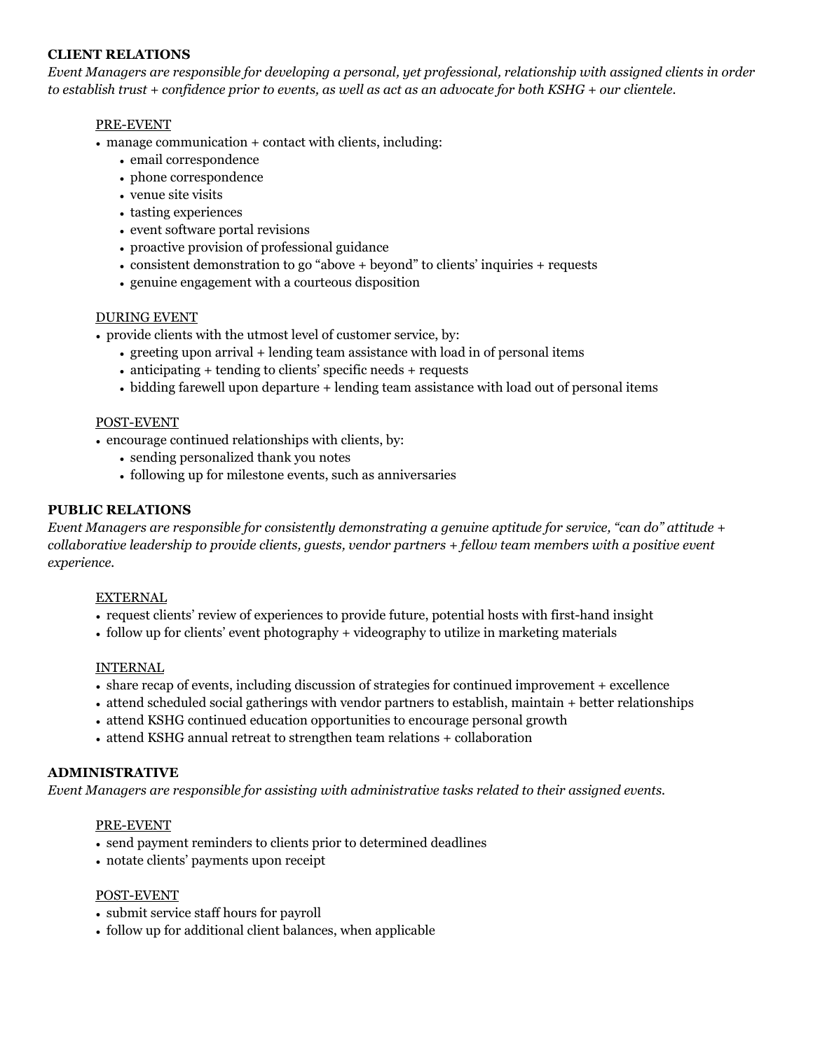**CLIENT RELATIONS**

*Event Managers are responsible for developing a personal, yet professional, relationship with assigned clients in order to establish trust + confidence prior to events, as well as act as an advocate for both KSHG + our clientele.*

<u>PRE-EVENT</u>

- manage communication + contact with clients, including:
  - email correspondence
  - phone correspondence
  - venue site visits
  - tasting experiences
  - event software portal revisions
  - proactive provision of professional guidance
  - consistent demonstration to go "above + beyond" to clients' inquiries + requests
  - genuine engagement with a courteous disposition

<u>DURING EVENT</u>

- provide clients with the utmost level of customer service, by:
  - greeting upon arrival + lending team assistance with load in of personal items
  - anticipating + tending to clients' specific needs + requests
  - bidding farewell upon departure + lending team assistance with load out of personal items

<u>POST-EVENT</u>

- encourage continued relationships with clients, by:
  - sending personalized thank you notes
  - following up for milestone events, such as anniversaries

**PUBLIC RELATIONS**

*Event Managers are responsible for consistently demonstrating a genuine aptitude for service, "can do" attitude + collaborative leadership to provide clients, guests, vendor partners + fellow team members with a positive event experience.*

<u>EXTERNAL</u>

- request clients' review of experiences to provide future, potential hosts with first-hand insight
- follow up for clients' event photography + videography to utilize in marketing materials

<u>INTERNAL</u>

- share recap of events, including discussion of strategies for continued improvement + excellence
- attend scheduled social gatherings with vendor partners to establish, maintain + better relationships
- attend KSHG continued education opportunities to encourage personal growth
- attend KSHG annual retreat to strengthen team relations + collaboration

**ADMINISTRATIVE**

*Event Managers are responsible for assisting with administrative tasks related to their assigned events.*

<u>PRE-EVENT</u>

- send payment reminders to clients prior to determined deadlines
- notate clients' payments upon receipt

<u>POST-EVENT</u>

- submit service staff hours for payroll
- follow up for additional client balances, when applicable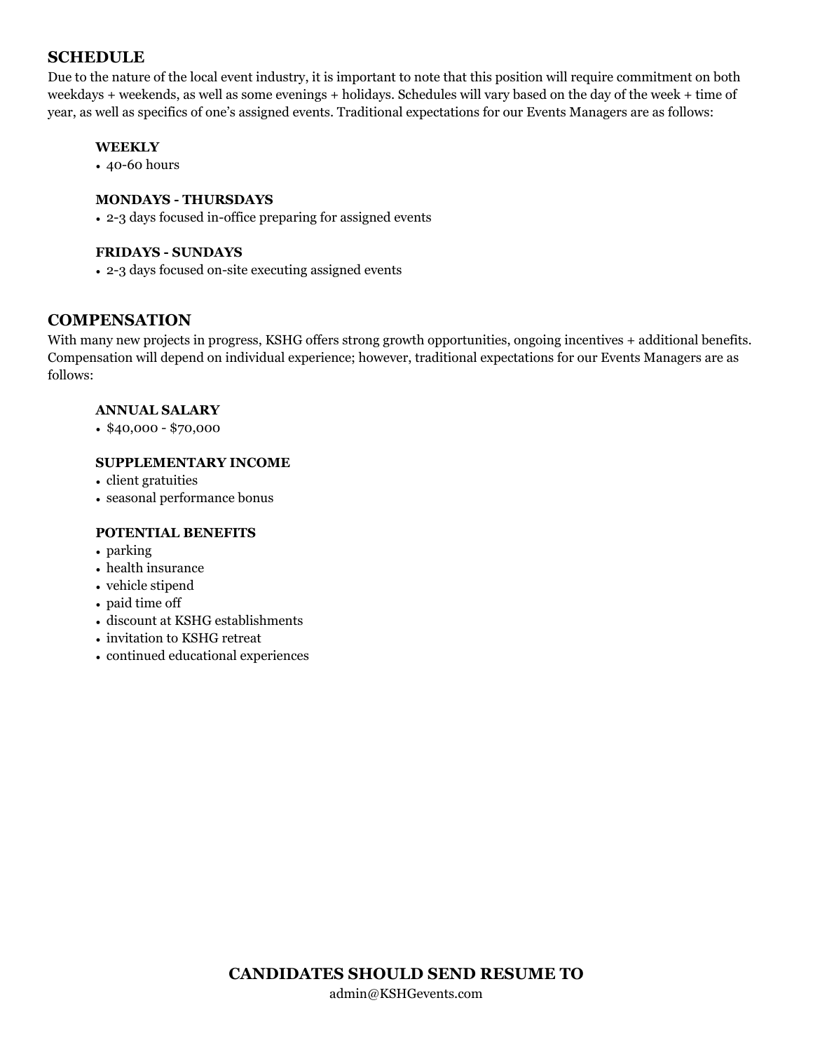## SCHEDULE

Due to the nature of the local event industry, it is important to note that this position will require commitment on both weekdays + weekends, as well as some evenings + holidays. Schedules will vary based on the day of the week + time of year, as well as specifics of one's assigned events. Traditional expectations for our Events Managers are as follows:

**WEEKLY**

- 40-60 hours

**MONDAYS - THURSDAYS**

- 2-3 days focused in-office preparing for assigned events

**FRIDAYS - SUNDAYS**

- 2-3 days focused on-site executing assigned events

## COMPENSATION

With many new projects in progress, KSHG offers strong growth opportunities, ongoing incentives + additional benefits. Compensation will depend on individual experience; however, traditional expectations for our Events Managers are as follows:

**ANNUAL SALARY**

- $40,000 - $70,000

**SUPPLEMENTARY INCOME**

- client gratuities
- seasonal performance bonus

**POTENTIAL BENEFITS**

- parking
- health insurance
- vehicle stipend
- paid time off
- discount at KSHG establishments
- invitation to KSHG retreat
- continued educational experiences

**CANDIDATES SHOULD SEND RESUME TO**

admin@KSHGevents.com